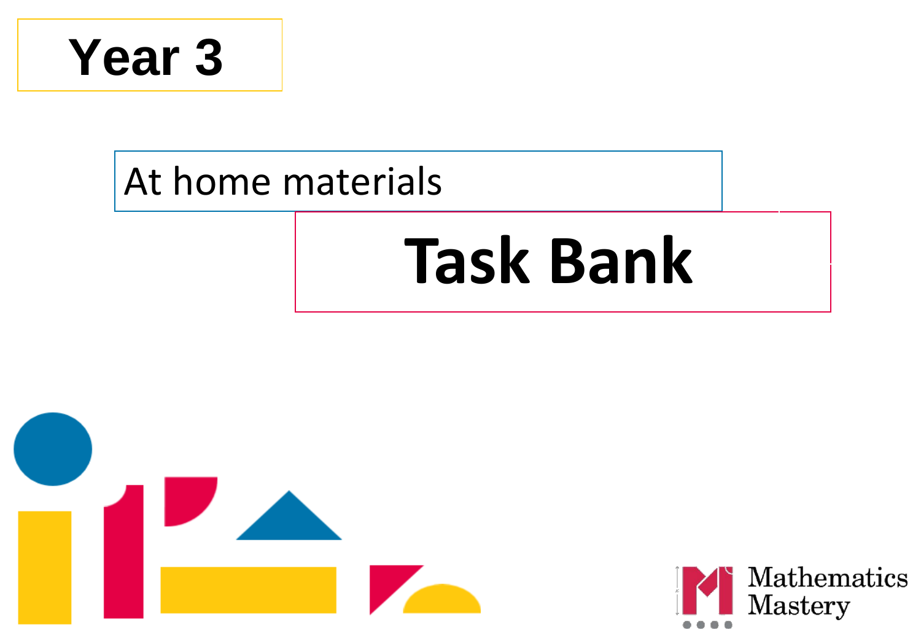# Year 3

At home materials

# Task Bank

Mathematics Mastery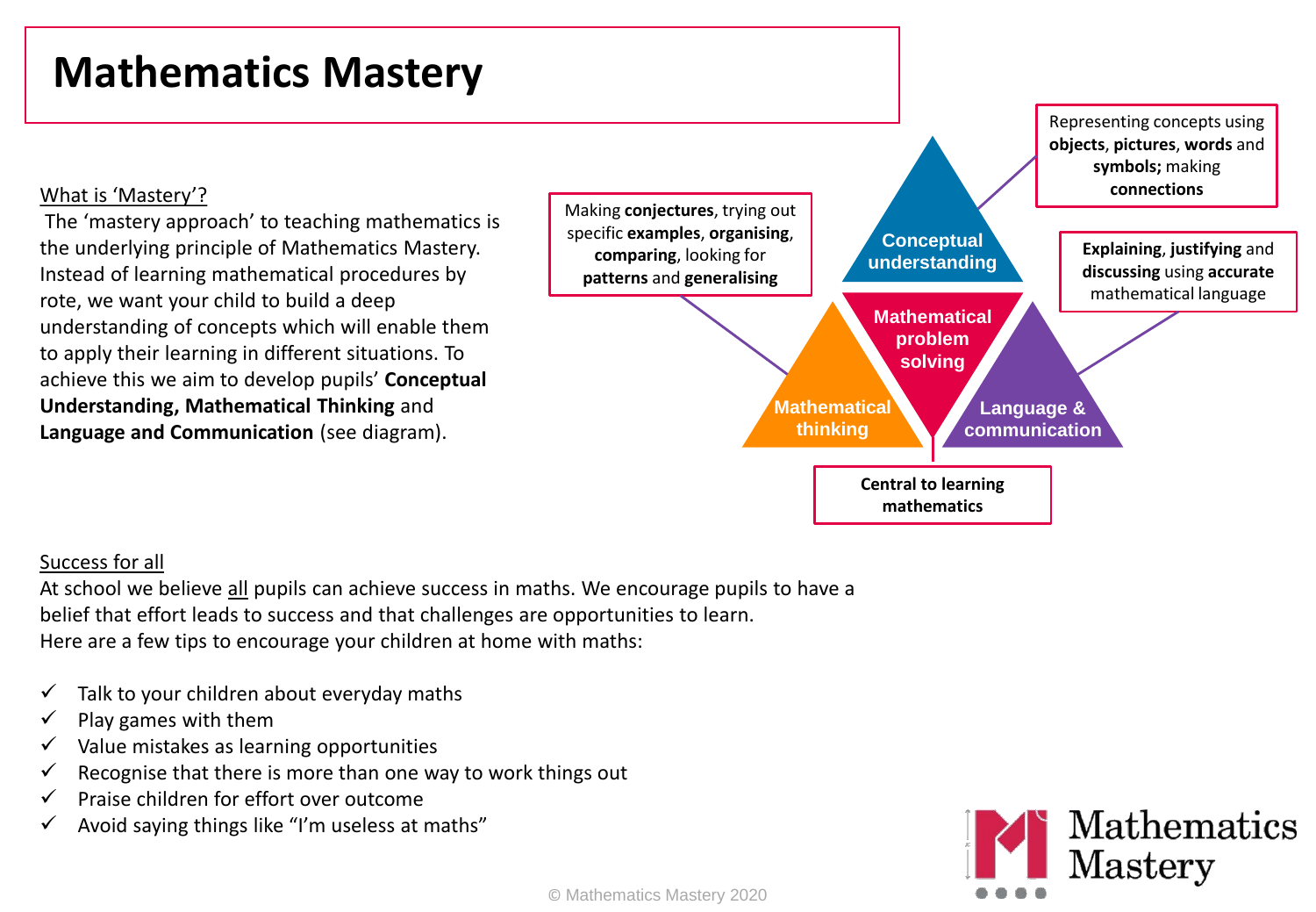# Mathematics Mastery

<u>What is 'Mastery'?</u>

The 'mastery approach' to teaching mathematics is the underlying principle of Mathematics Mastery. Instead of learning mathematical procedures by rote, we want your child to build a deep understanding of concepts which will enable them to apply their learning in different situations. To achieve this we aim to develop pupils' **Conceptual Understanding, Mathematical Thinking** and **Language and Communication** (see diagram).

Making **conjectures**, trying out specific **examples**, **organising**, **comparing**, looking for **patterns** and **generalising**

Representing concepts using **objects**, **pictures**, **words** and **symbols;** making **connections**

Conceptual understanding

Mathematical problem solving

Mathematical thinking

Language & communication

**Explaining**, **justifying** and **discussing** using **accurate** mathematical language

**Central to learning mathematics**

<u>Success for all</u>

At school we believe <u>all</u> pupils can achieve success in maths. We encourage pupils to have a belief that effort leads to success and that challenges are opportunities to learn.
Here are a few tips to encourage your children at home with maths:

- ✓ Talk to your children about everyday maths
- ✓ Play games with them
- ✓ Value mistakes as learning opportunities
- ✓ Recognise that there is more than one way to work things out
- ✓ Praise children for effort over outcome
- ✓ Avoid saying things like "I'm useless at maths"

Mathematics Mastery

© Mathematics Mastery 2020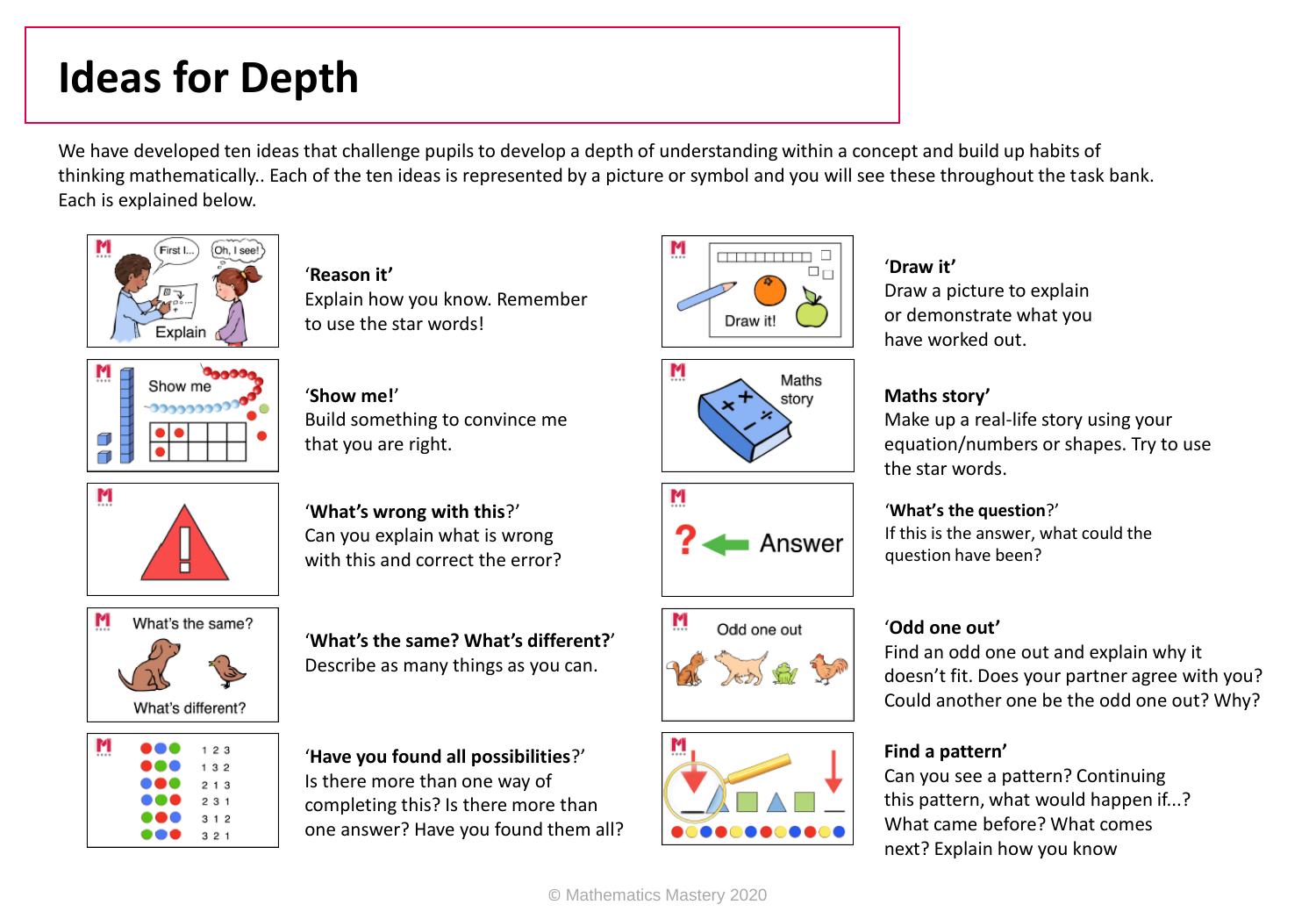# Ideas for Depth

We have developed ten ideas that challenge pupils to develop a depth of understanding within a concept and build up habits of thinking mathematically.. Each of the ten ideas is represented by a picture or symbol and you will see these throughout the task bank. Each is explained below.

**'Reason it'**
Explain how you know. Remember to use the star words!

**'Show me!'**
Build something to convince me that you are right.

**'What's wrong with this**?'
Can you explain what is wrong with this and correct the error?

**'What's the same? What's different?'**
Describe as many things as you can.

**'Have you found all possibilities**?'
Is there more than one way of completing this? Is there more than one answer? Have you found them all?

**'Draw it'**
Draw a picture to explain or demonstrate what you have worked out.

**Maths story'**
Make up a real-life story using your equation/numbers or shapes. Try to use the star words.

**'What's the question**?'
If this is the answer, what could the question have been?

**'Odd one out'**
Find an odd one out and explain why it doesn't fit. Does your partner agree with you? Could another one be the odd one out? Why?

**Find a pattern'**
Can you see a pattern? Continuing this pattern, what would happen if...? What came before? What comes next? Explain how you know

© Mathematics Mastery 2020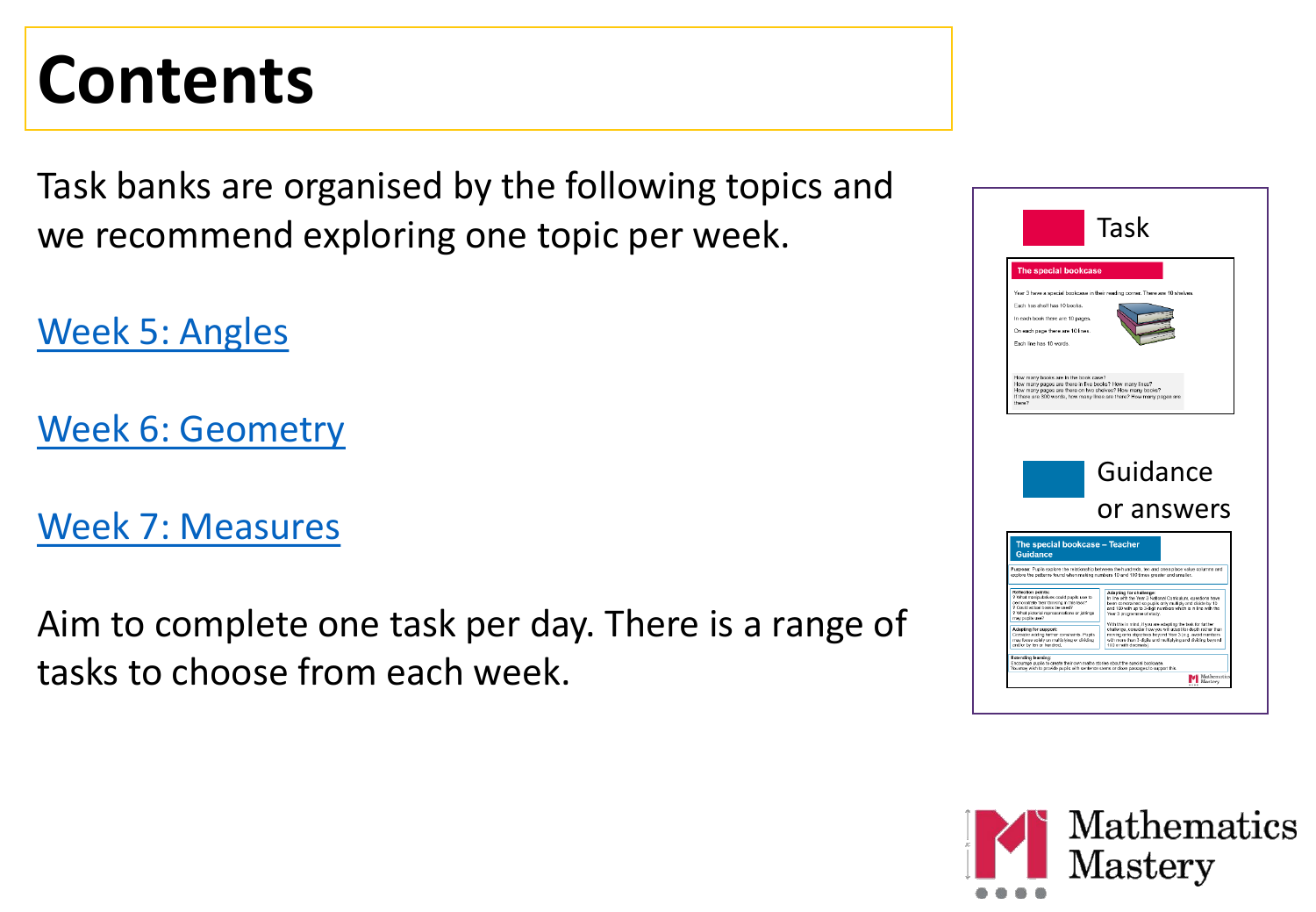# Contents

Task banks are organised by the following topics and we recommend exploring one topic per week.

Week 5: Angles

Week 6: Geometry

Week 7: Measures

Aim to complete one task per day. There is a range of tasks to choose from each week.

Task

Guidance or answers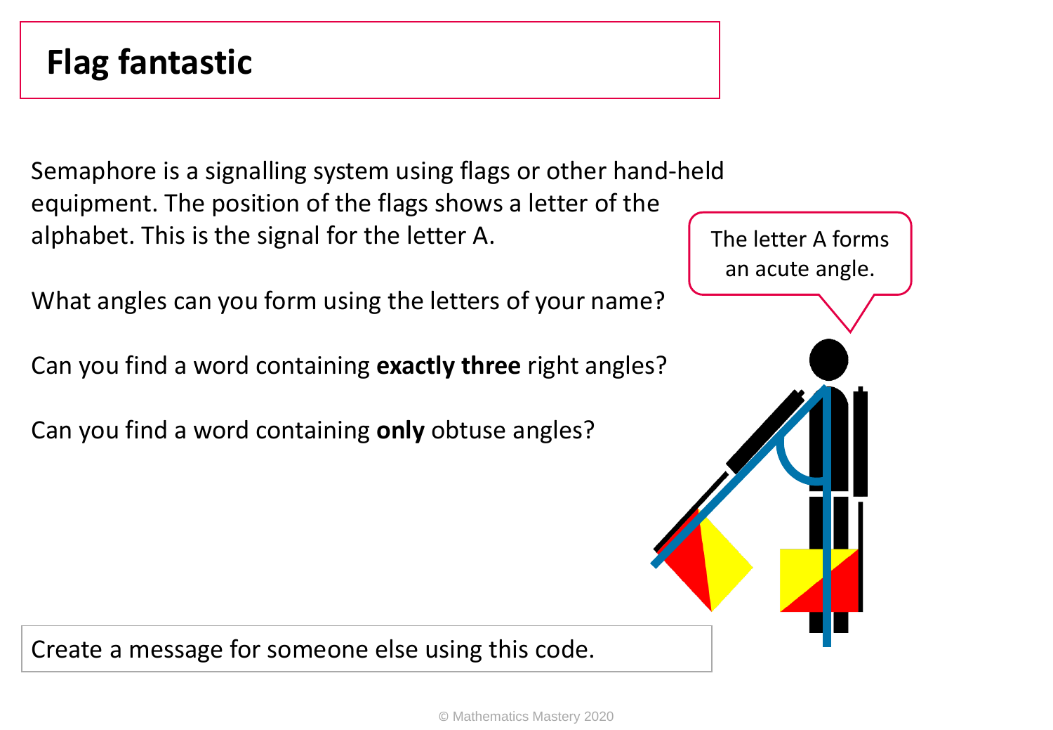# Flag fantastic

Semaphore is a signalling system using flags or other hand-held equipment. The position of the flags shows a letter of the alphabet. This is the signal for the letter A.

The letter A forms an acute angle.

What angles can you form using the letters of your name?

Can you find a word containing **exactly three** right angles?

Can you find a word containing **only** obtuse angles?

Create a message for someone else using this code.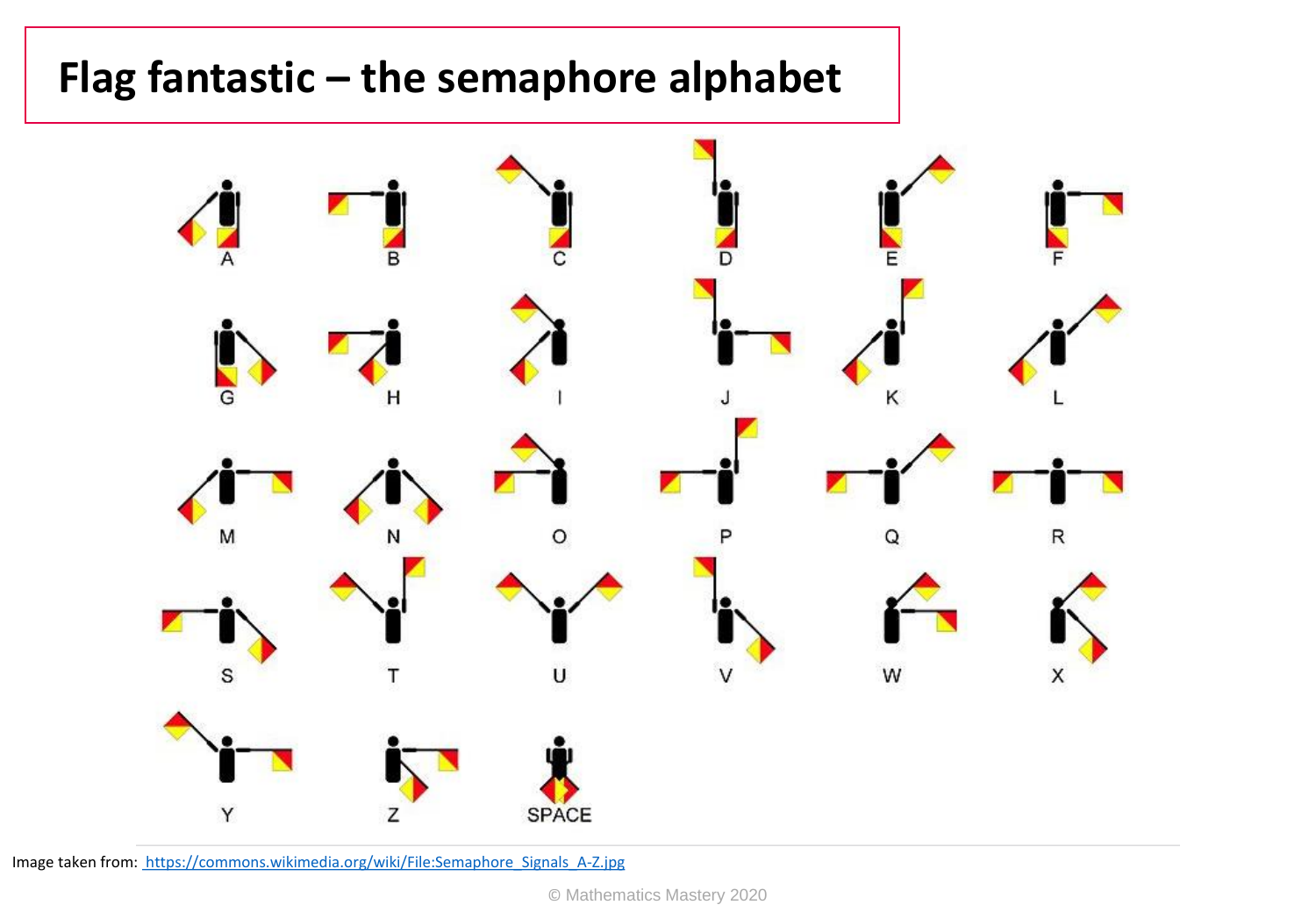# Flag fantastic – the semaphore alphabet

A B C D E F

G H I J K L

M N O P Q R

S T U V W X

Y Z SPACE

Image taken from: https://commons.wikimedia.org/wiki/File:Semaphore_Signals_A-Z.jpg

© Mathematics Mastery 2020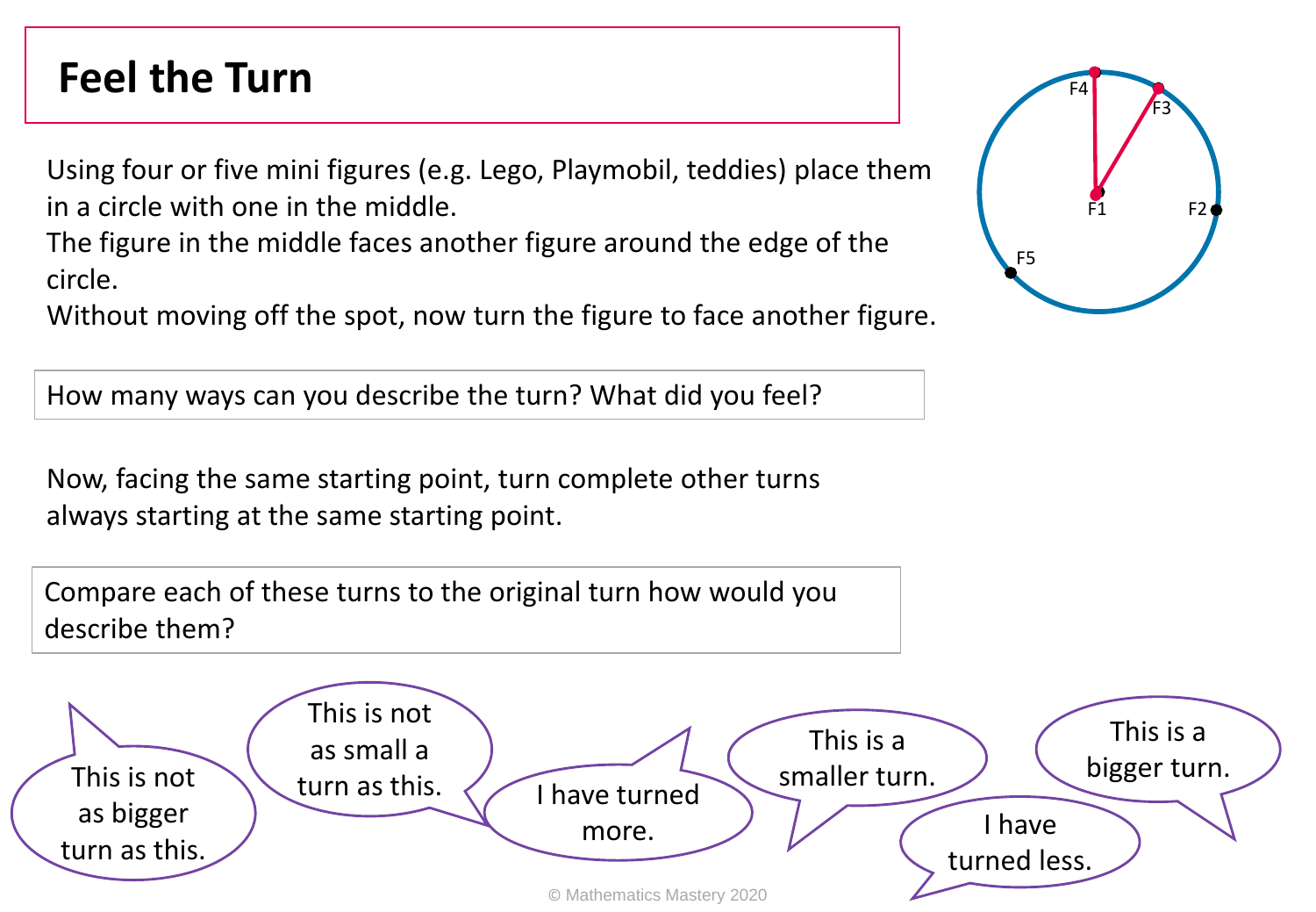# Feel the Turn

Using four or five mini figures (e.g. Lego, Playmobil, teddies) place them in a circle with one in the middle.
The figure in the middle faces another figure around the edge of the circle.
Without moving off the spot, now turn the figure to face another figure.

F4 F3 F1 F2 F5

How many ways can you describe the turn? What did you feel?

Now, facing the same starting point, turn complete other turns always starting at the same starting point.

Compare each of these turns to the original turn how would you describe them?

This is not as bigger turn as this.

This is not as small a turn as this.

I have turned more.

This is a smaller turn.

I have turned less.

This is a bigger turn.

© Mathematics Mastery 2020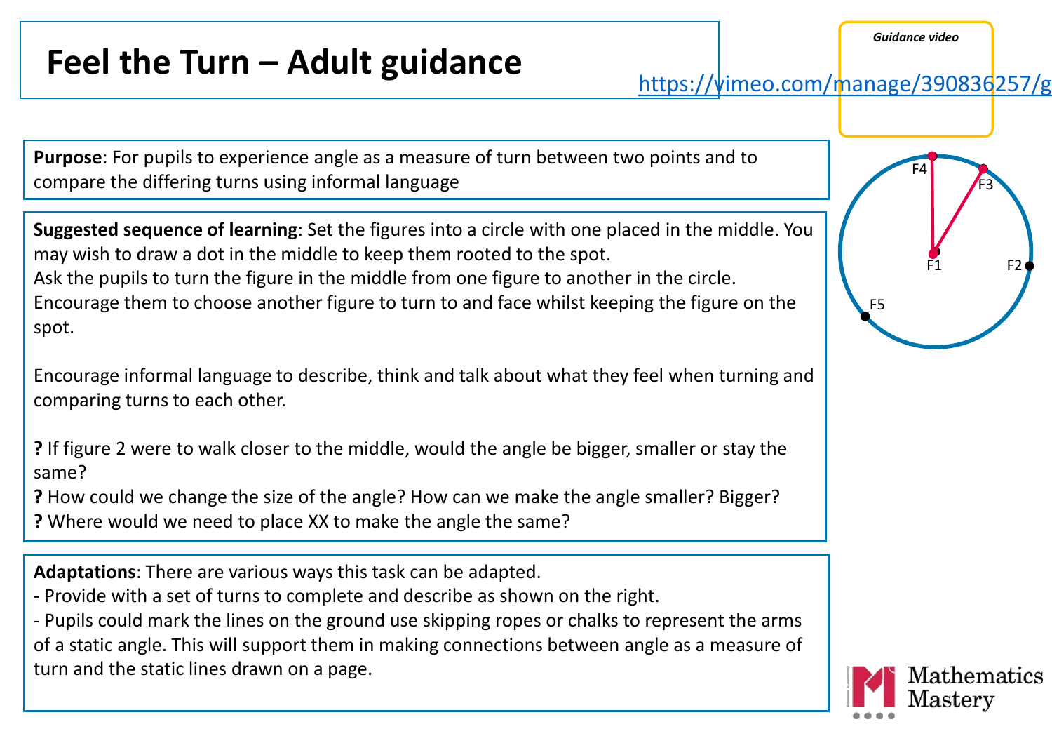# Feel the Turn – Adult guidance

*Guidance video*

https://vimeo.com/manage/390836257/g

**Purpose**: For pupils to experience angle as a measure of turn between two points and to compare the differing turns using informal language

**Suggested sequence of learning**: Set the figures into a circle with one placed in the middle. You may wish to draw a dot in the middle to keep them rooted to the spot.
Ask the pupils to turn the figure in the middle from one figure to another in the circle.
Encourage them to choose another figure to turn to and face whilst keeping the figure on the spot.

Encourage informal language to describe, think and talk about what they feel when turning and comparing turns to each other.

**?** If figure 2 were to walk closer to the middle, would the angle be bigger, smaller or stay the same?
**?** How could we change the size of the angle? How can we make the angle smaller? Bigger?
**?** Where would we need to place XX to make the angle the same?

F4 F3 F1 F2 F5

**Adaptations**: There are various ways this task can be adapted.
- Provide with a set of turns to complete and describe as shown on the right.
- Pupils could mark the lines on the ground use skipping ropes or chalks to represent the arms of a static angle. This will support them in making connections between angle as a measure of turn and the static lines drawn on a page.

Mathematics Mastery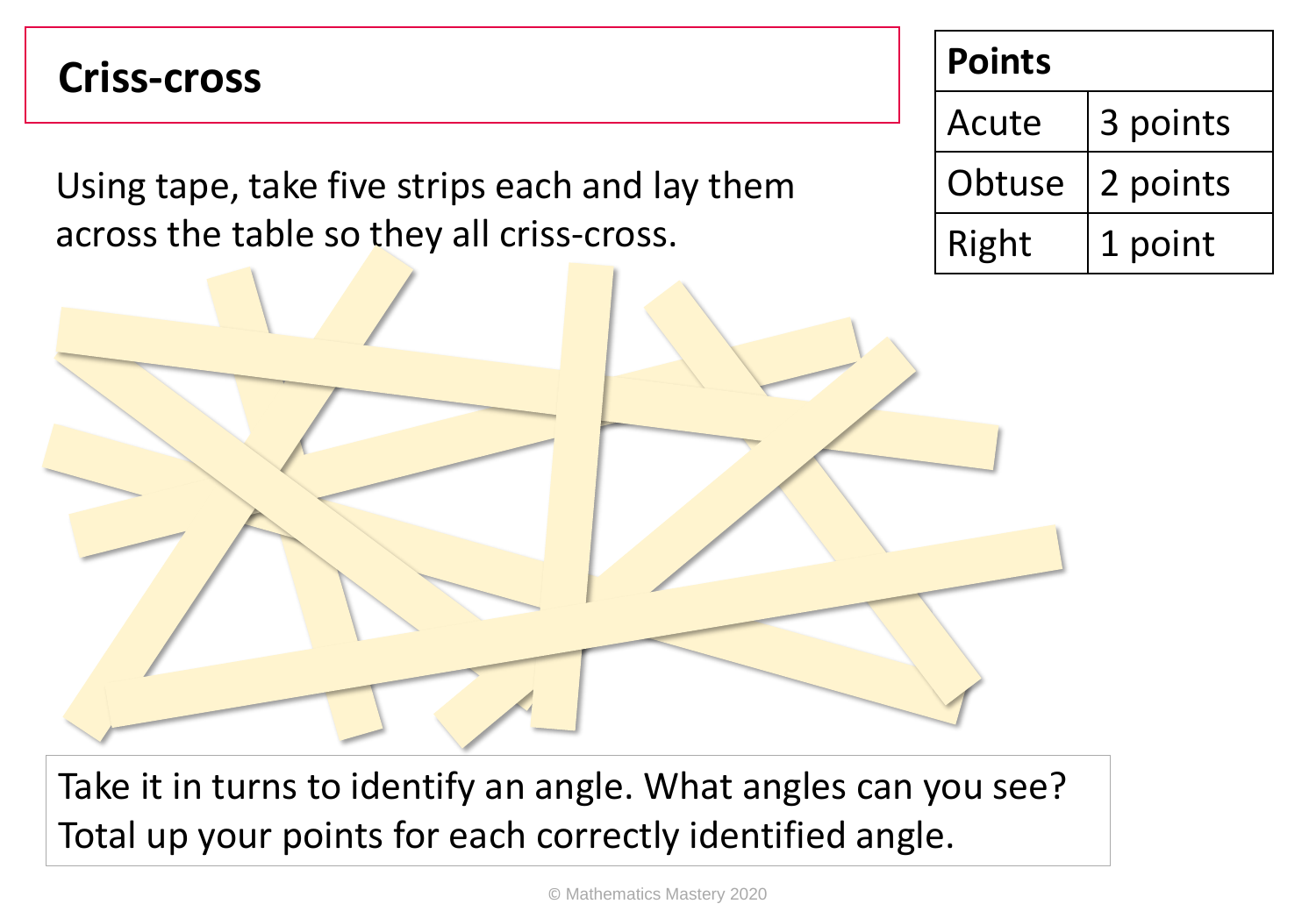## Criss-cross

Using tape, take five strips each and lay them across the table so they all criss-cross.

| Points | |
|---|---|
| Acute | 3 points |
| Obtuse | 2 points |
| Right | 1 point |

Take it in turns to identify an angle. What angles can you see? Total up your points for each correctly identified angle.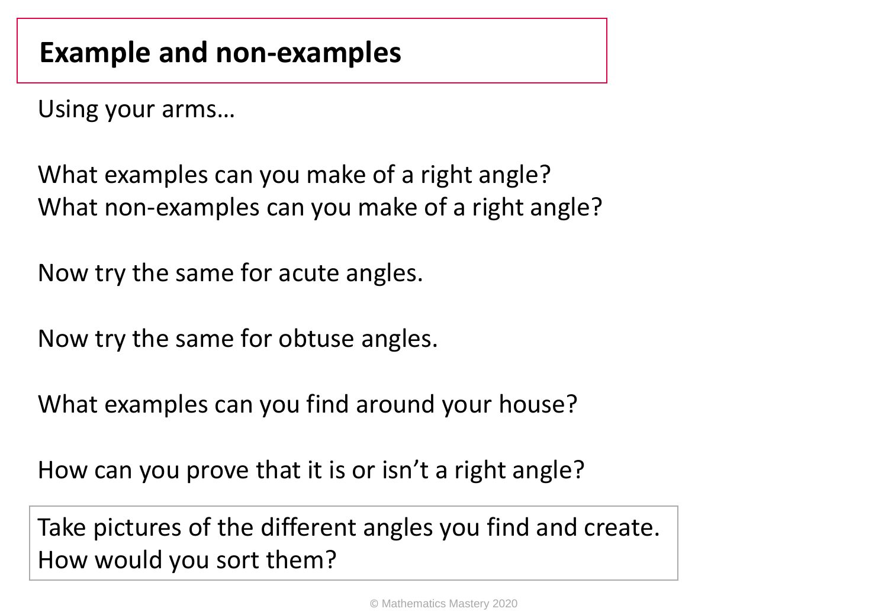## Example and non-examples

Using your arms…

What examples can you make of a right angle?
What non-examples can you make of a right angle?

Now try the same for acute angles.

Now try the same for obtuse angles.

What examples can you find around your house?

How can you prove that it is or isn't a right angle?

Take pictures of the different angles you find and create.
How would you sort them?

© Mathematics Mastery 2020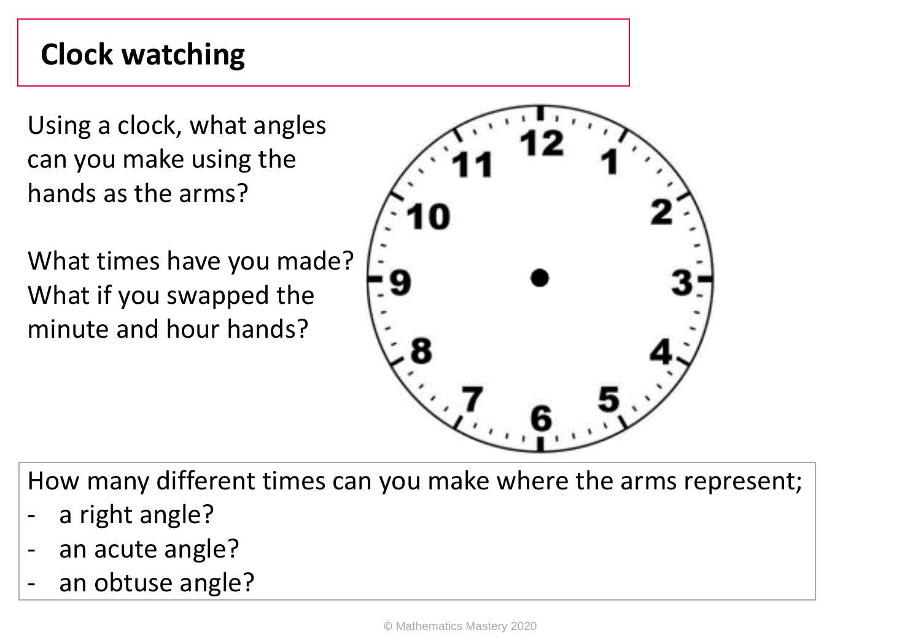# Clock watching

Using a clock, what angles can you make using the hands as the arms?

What times have you made? What if you swapped the minute and hour hands?

How many different times can you make where the arms represent;

- a right angle?
- an acute angle?
- an obtuse angle?

© Mathematics Mastery 2020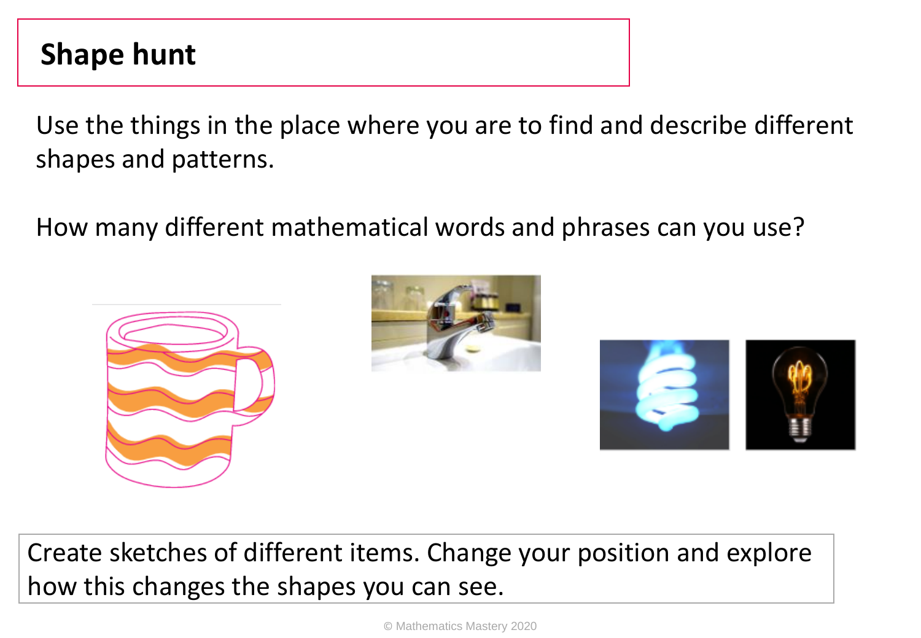# Shape hunt

Use the things in the place where you are to find and describe different shapes and patterns.

How many different mathematical words and phrases can you use?

Create sketches of different items. Change your position and explore how this changes the shapes you can see.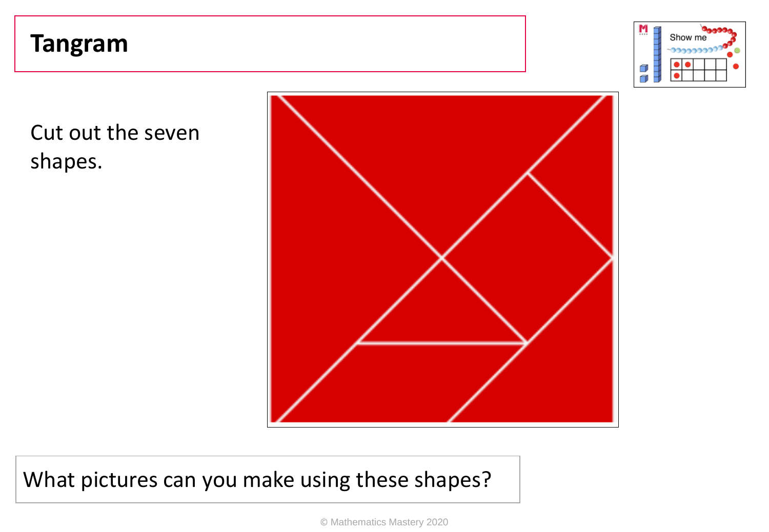# Tangram

Cut out the seven shapes.

What pictures can you make using these shapes?

© Mathematics Mastery 2020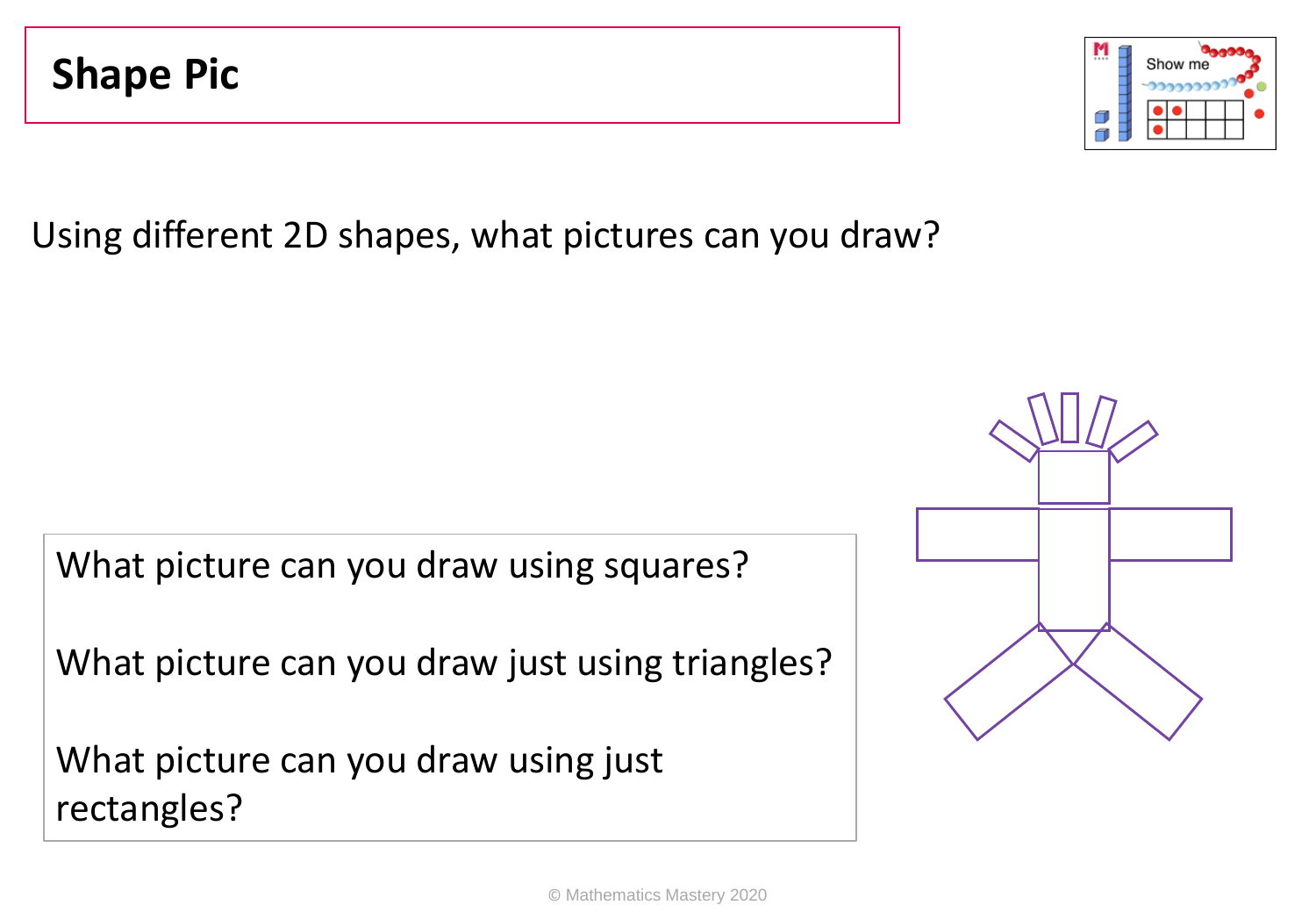# Shape Pic

Using different 2D shapes, what pictures can you draw?

What picture can you draw using squares?

What picture can you draw just using triangles?

What picture can you draw using just rectangles?

© Mathematics Mastery 2020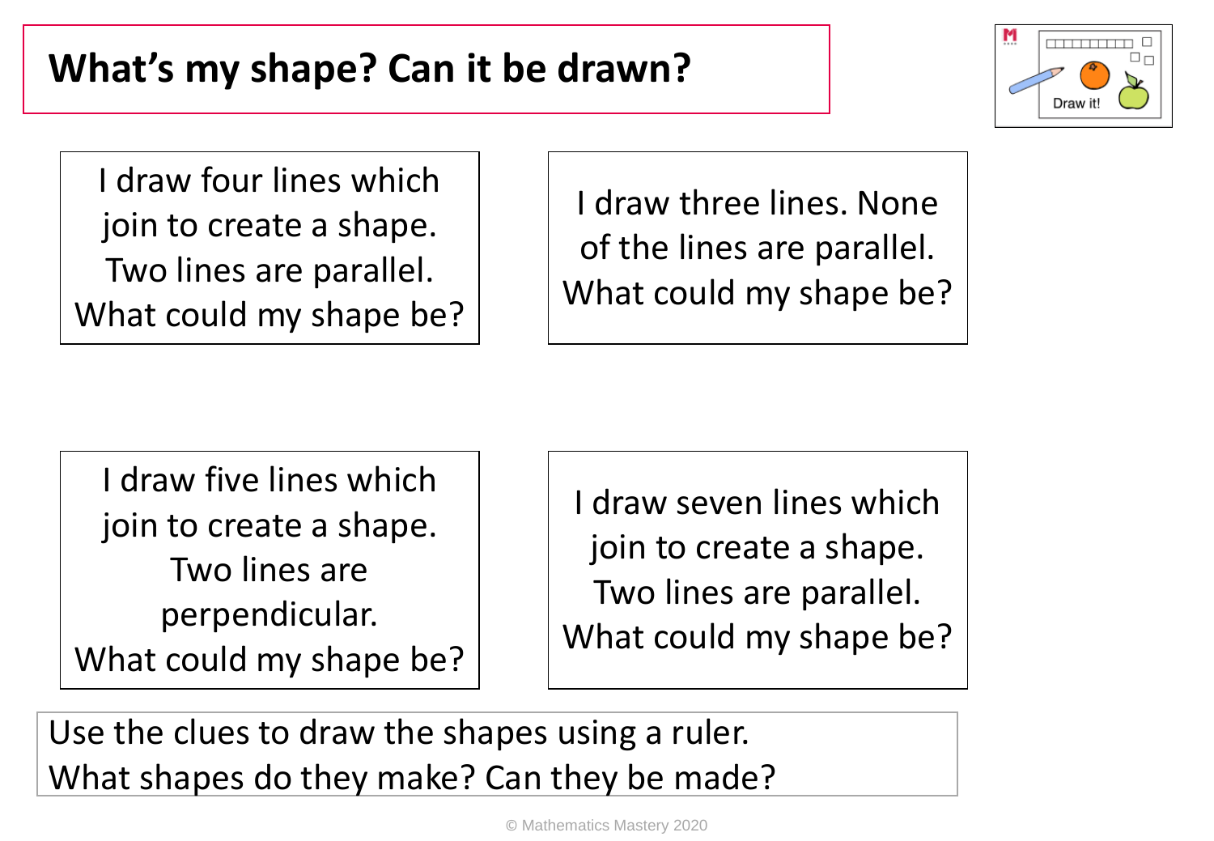# What's my shape? Can it be drawn?

I draw four lines which join to create a shape. Two lines are parallel. What could my shape be?

I draw three lines. None of the lines are parallel. What could my shape be?

I draw five lines which join to create a shape. Two lines are perpendicular. What could my shape be?

I draw seven lines which join to create a shape. Two lines are parallel. What could my shape be?

Use the clues to draw the shapes using a ruler.
What shapes do they make? Can they be made?

© Mathematics Mastery 2020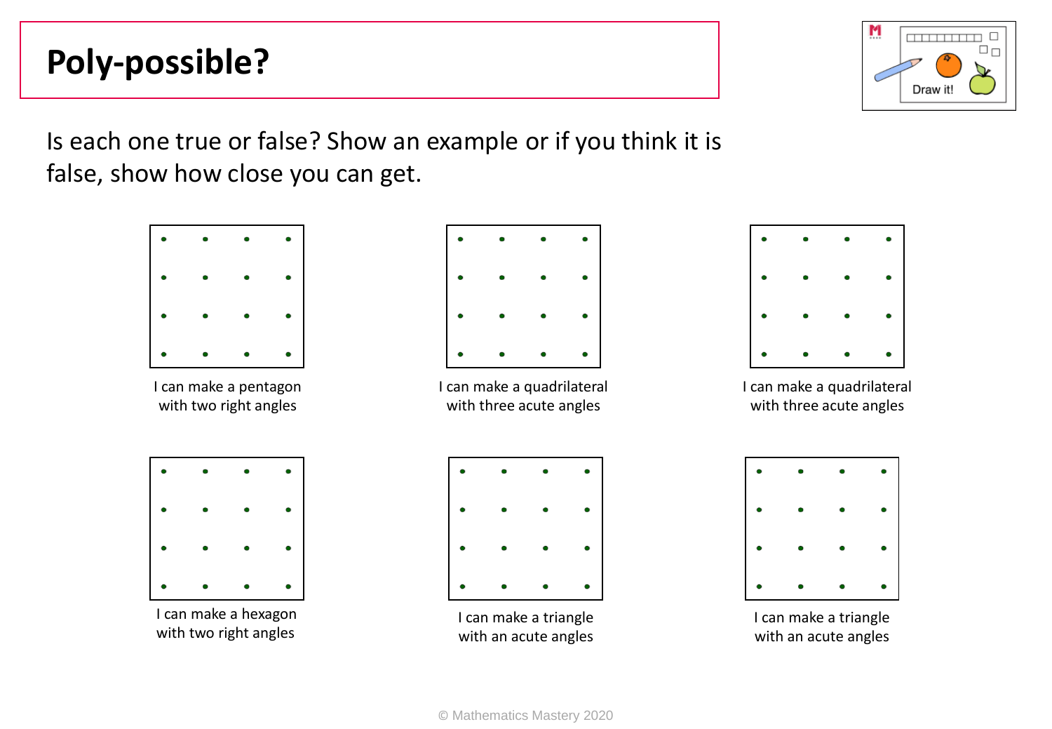# Poly-possible?

Is each one true or false? Show an example or if you think it is false, show how close you can get.

I can make a pentagon with two right angles

I can make a quadrilateral with three acute angles

I can make a quadrilateral with three acute angles

I can make a hexagon with two right angles

I can make a triangle with an acute angles

I can make a triangle with an acute angles

© Mathematics Mastery 2020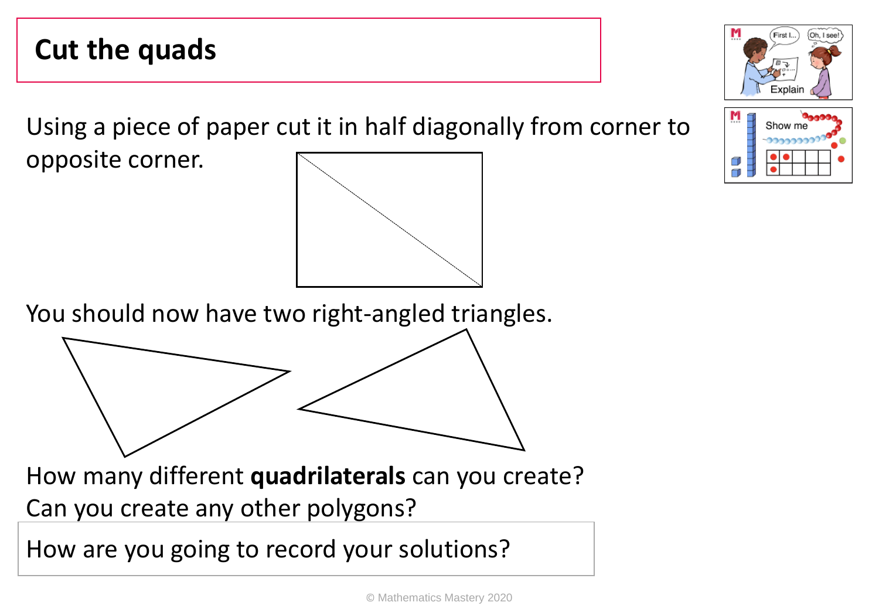# Cut the quads

Using a piece of paper cut it in half diagonally from corner to opposite corner.

You should now have two right-angled triangles.

How many different **quadrilaterals** can you create?
Can you create any other polygons?

How are you going to record your solutions?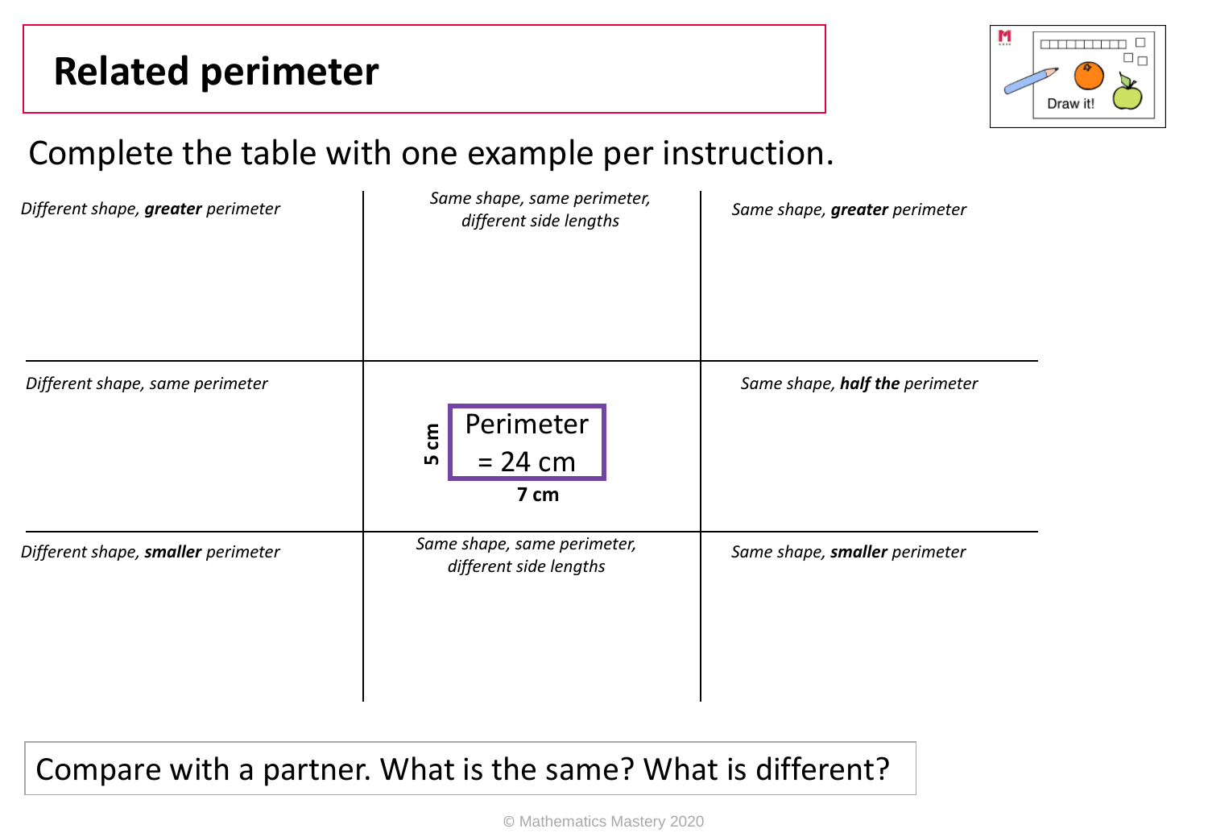# Related perimeter

Complete the table with one example per instruction.

| | | |
|---|---|---|
| *Different shape, **greater** perimeter* | *Same shape, same perimeter, different side lengths* | *Same shape, **greater** perimeter* |
| *Different shape, same perimeter* | Perimeter = 24 cm (rectangle: 5 cm by 7 cm) | *Same shape, **half the** perimeter* |
| *Different shape, **smaller** perimeter* | *Same shape, same perimeter, different side lengths* | *Same shape, **smaller** perimeter* |

Compare with a partner. What is the same? What is different?

© Mathematics Mastery 2020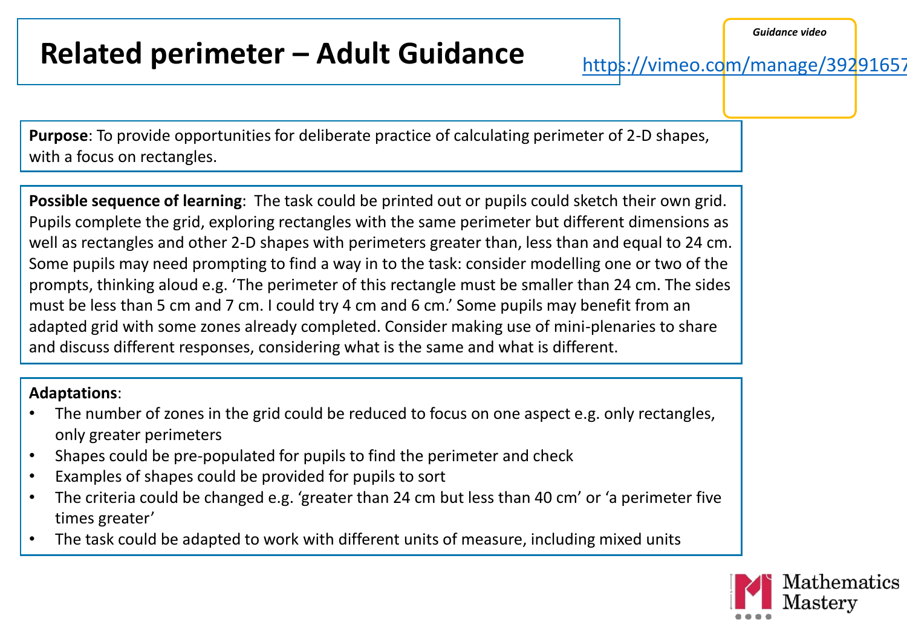# Related perimeter – Adult Guidance

*Guidance video*

https://vimeo.com/manage/39291657

**Purpose**: To provide opportunities for deliberate practice of calculating perimeter of 2-D shapes, with a focus on rectangles.

**Possible sequence of learning**: The task could be printed out or pupils could sketch their own grid. Pupils complete the grid, exploring rectangles with the same perimeter but different dimensions as well as rectangles and other 2-D shapes with perimeters greater than, less than and equal to 24 cm. Some pupils may need prompting to find a way in to the task: consider modelling one or two of the prompts, thinking aloud e.g. 'The perimeter of this rectangle must be smaller than 24 cm. The sides must be less than 5 cm and 7 cm. I could try 4 cm and 6 cm.' Some pupils may benefit from an adapted grid with some zones already completed. Consider making use of mini-plenaries to share and discuss different responses, considering what is the same and what is different.

**Adaptations**:

- The number of zones in the grid could be reduced to focus on one aspect e.g. only rectangles, only greater perimeters
- Shapes could be pre-populated for pupils to find the perimeter and check
- Examples of shapes could be provided for pupils to sort
- The criteria could be changed e.g. 'greater than 24 cm but less than 40 cm' or 'a perimeter five times greater'
- The task could be adapted to work with different units of measure, including mixed units

Mathematics Mastery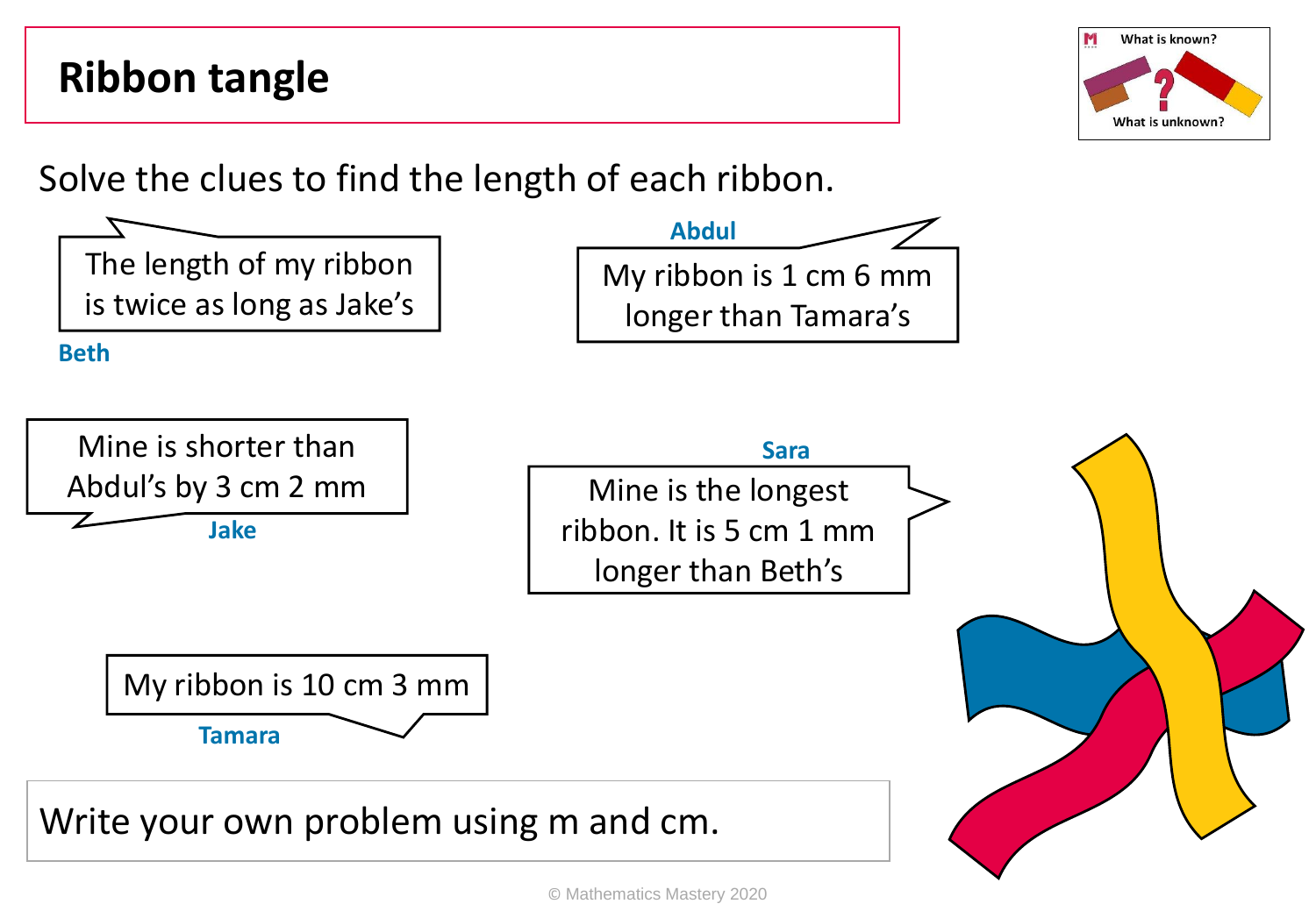# Ribbon tangle

What is known? What is unknown?

Solve the clues to find the length of each ribbon.

**Beth**

The length of my ribbon is twice as long as Jake's

**Abdul**

My ribbon is 1 cm 6 mm longer than Tamara's

**Jake**

Mine is shorter than Abdul's by 3 cm 2 mm

**Sara**

Mine is the longest ribbon. It is 5 cm 1 mm longer than Beth's

**Tamara**

My ribbon is 10 cm 3 mm

Write your own problem using m and cm.

© Mathematics Mastery 2020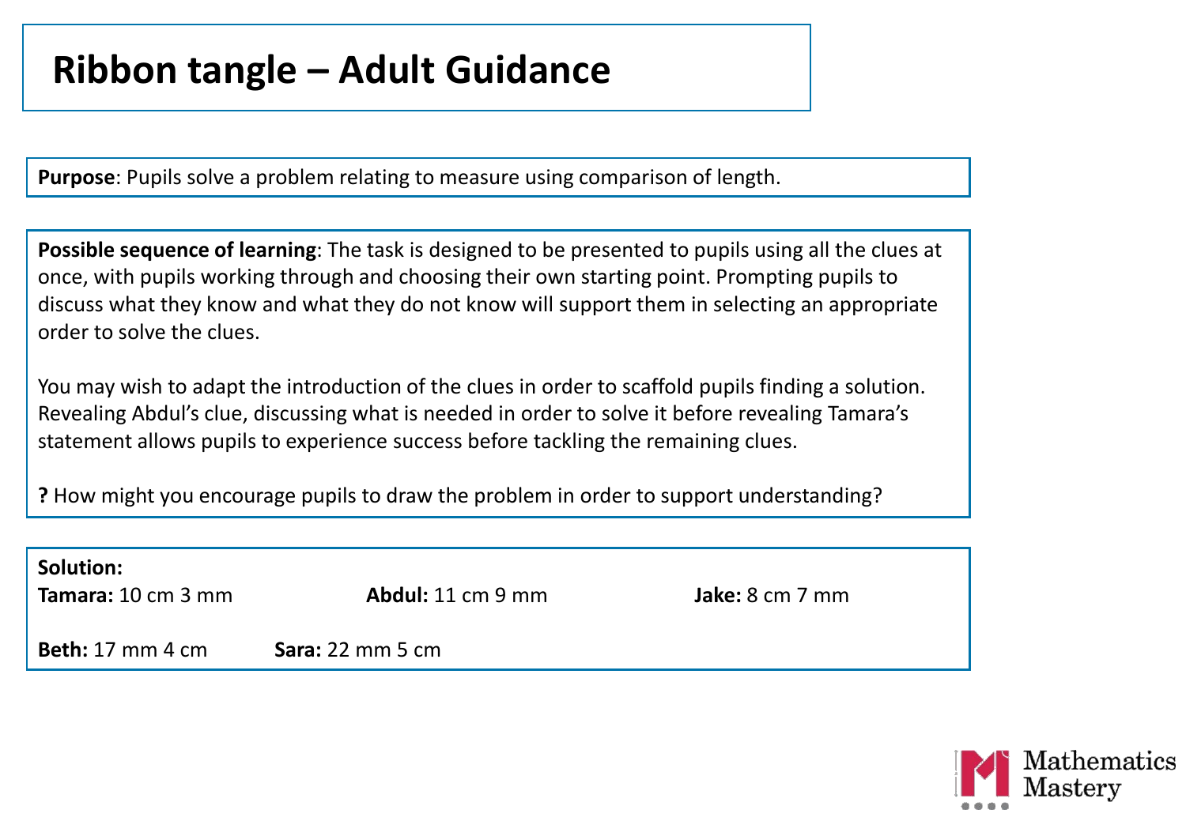# Ribbon tangle – Adult Guidance

**Purpose**: Pupils solve a problem relating to measure using comparison of length.

**Possible sequence of learning**: The task is designed to be presented to pupils using all the clues at once, with pupils working through and choosing their own starting point. Prompting pupils to discuss what they know and what they do not know will support them in selecting an appropriate order to solve the clues.

You may wish to adapt the introduction of the clues in order to scaffold pupils finding a solution. Revealing Abdul's clue, discussing what is needed in order to solve it before revealing Tamara's statement allows pupils to experience success before tackling the remaining clues.

**?** How might you encourage pupils to draw the problem in order to support understanding?

**Solution:**

**Tamara:** 10 cm 3 mm

**Abdul:** 11 cm 9 mm

**Jake:** 8 cm 7 mm

**Beth:** 17 mm 4 cm

**Sara:** 22 mm 5 cm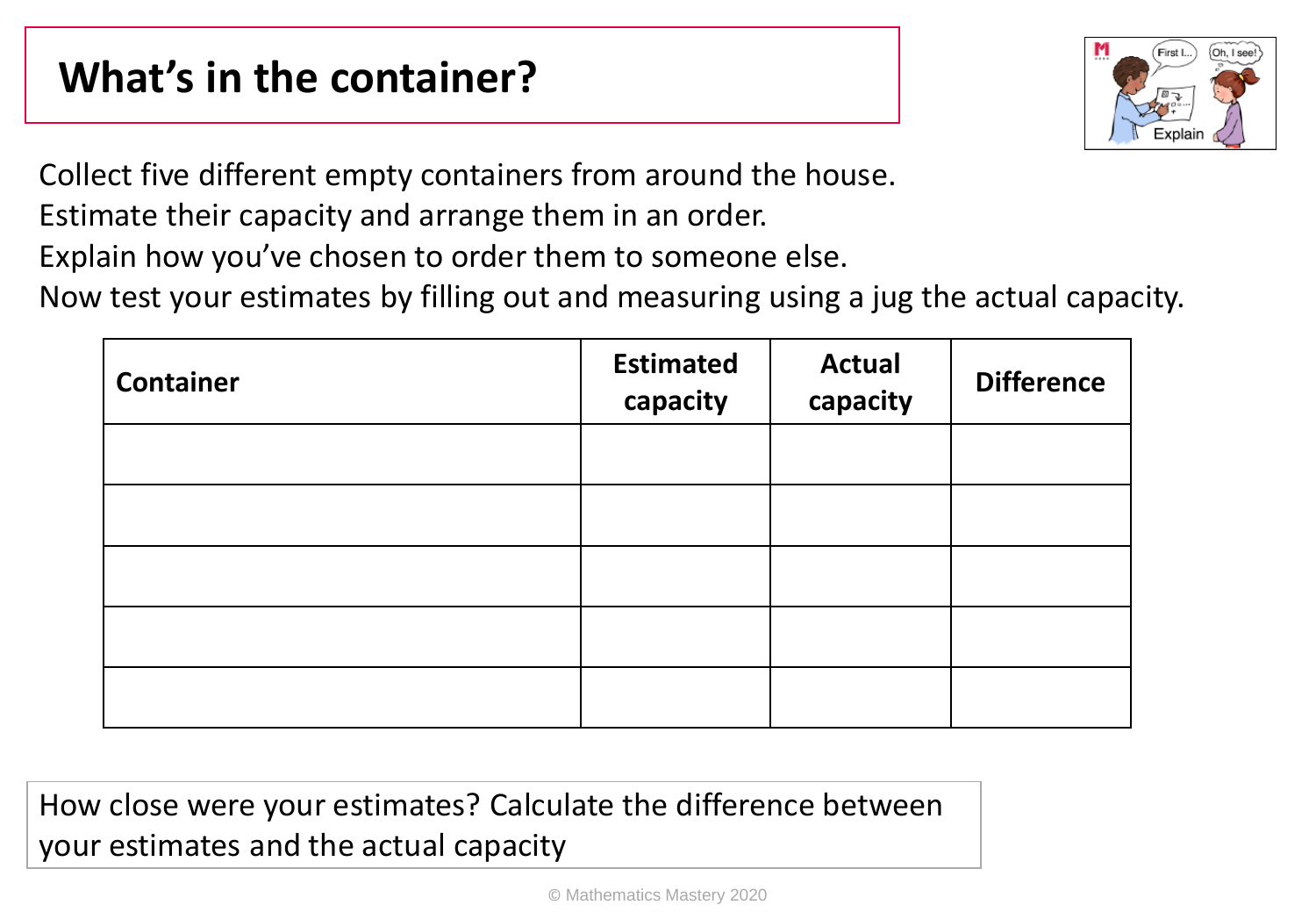# What's in the container?

Collect five different empty containers from around the house.
Estimate their capacity and arrange them in an order.
Explain how you've chosen to order them to someone else.
Now test your estimates by filling out and measuring using a jug the actual capacity.

| Container | Estimated capacity | Actual capacity | Difference |
|---|---|---|---|
| | | | |
| | | | |
| | | | |
| | | | |
| | | | |

How close were your estimates? Calculate the difference between your estimates and the actual capacity

© Mathematics Mastery 2020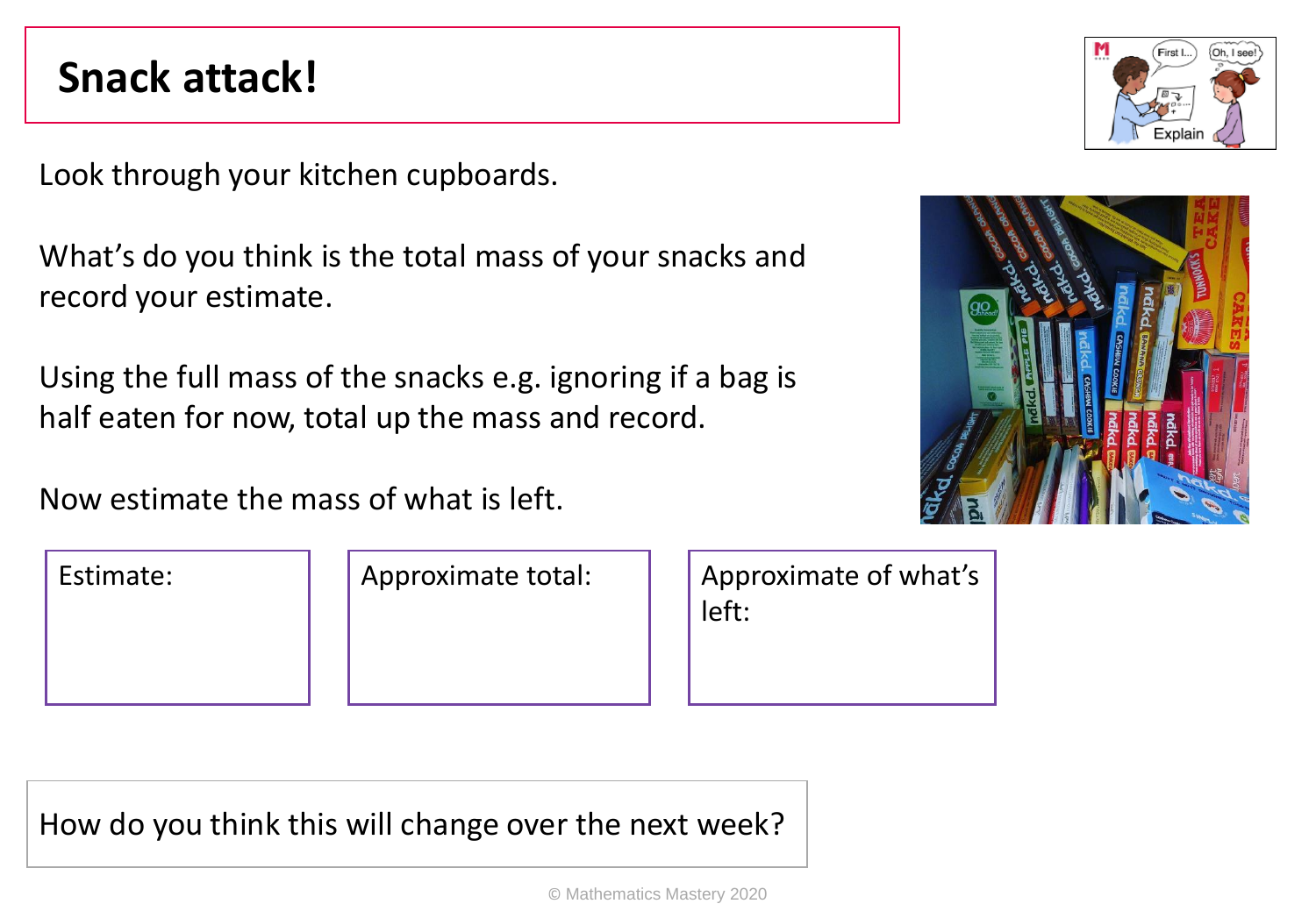# Snack attack!

Look through your kitchen cupboards.

What's do you think is the total mass of your snacks and record your estimate.

Using the full mass of the snacks e.g. ignoring if a bag is half eaten for now, total up the mass and record.

Now estimate the mass of what is left.

| Estimate: | Approximate total: | Approximate of what's left: |
| --- | --- | --- |
| | | |

How do you think this will change over the next week?

© Mathematics Mastery 2020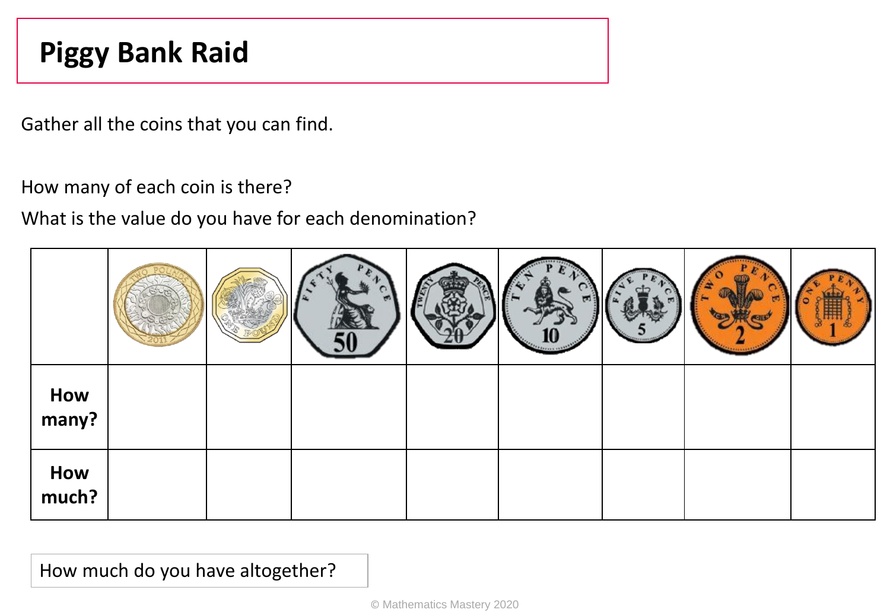# Piggy Bank Raid

Gather all the coins that you can find.

How many of each coin is there?

What is the value do you have for each denomination?

| | TWO POUNDS | ONE POUND | 50 | 20 | 10 | 5 | 2 | 1 |
|---|---|---|---|---|---|---|---|---|
| **How many?** | | | | | | | | |
| **How much?** | | | | | | | | |

How much do you have altogether?